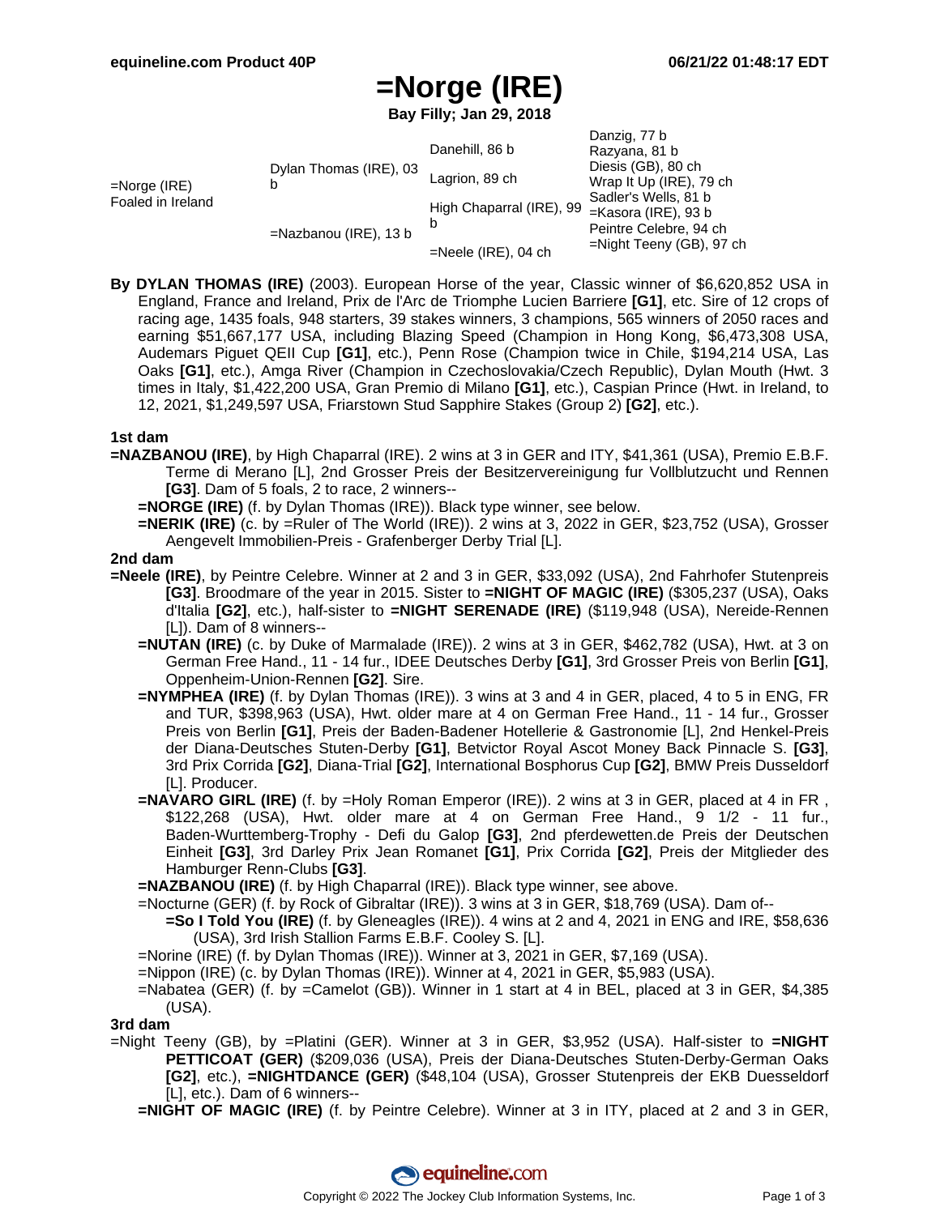# =Norge (IRE)

**Bay Filly; Jan 29, 2018**

| | | | |
|---|---|---|---|
| =Norge (IRE) Foaled in Ireland | Dylan Thomas (IRE), 03 b | Danehill, 86 b | Danzig, 77 b |
| | | | Razyana, 81 b |
| | | Lagrion, 89 ch | Diesis (GB), 80 ch |
| | | | Wrap It Up (IRE), 79 ch |
| | =Nazbanou (IRE), 13 b | High Chaparral (IRE), 99 b | Sadler's Wells, 81 b |
| | | | =Kasora (IRE), 93 b |
| | | =Neele (IRE), 04 ch | Peintre Celebre, 94 ch |
| | | | =Night Teeny (GB), 97 ch |

**By DYLAN THOMAS (IRE)** (2003). European Horse of the year, Classic winner of $6,620,852 USA in England, France and Ireland, Prix de l'Arc de Triomphe Lucien Barriere **[G1]**, etc. Sire of 12 crops of racing age, 1435 foals, 948 starters, 39 stakes winners, 3 champions, 565 winners of 2050 races and earning $51,667,177 USA, including Blazing Speed (Champion in Hong Kong, $6,473,308 USA, Audemars Piguet QEII Cup **[G1]**, etc.), Penn Rose (Champion twice in Chile, $194,214 USA, Las Oaks **[G1]**, etc.), Amga River (Champion in Czechoslovakia/Czech Republic), Dylan Mouth (Hwt. 3 times in Italy, $1,422,200 USA, Gran Premio di Milano **[G1]**, etc.), Caspian Prince (Hwt. in Ireland, to 12, 2021, $1,249,597 USA, Friarstown Stud Sapphire Stakes (Group 2) **[G2]**, etc.).

### 1st dam

**=NAZBANOU (IRE)**, by High Chaparral (IRE). 2 wins at 3 in GER and ITY, $41,361 (USA), Premio E.B.F. Terme di Merano [L], 2nd Grosser Preis der Besitzervereinigung fur Vollblutzucht und Rennen **[G3]**. Dam of 5 foals, 2 to race, 2 winners--

- **=NORGE (IRE)** (f. by Dylan Thomas (IRE)). Black type winner, see below.
- **=NERIK (IRE)** (c. by =Ruler of The World (IRE)). 2 wins at 3, 2022 in GER, $23,752 (USA), Grosser Aengevelt Immobilien-Preis - Grafenberger Derby Trial [L].

### 2nd dam

**=Neele (IRE)**, by Peintre Celebre. Winner at 2 and 3 in GER, $33,092 (USA), 2nd Fahrhofer Stutenpreis **[G3]**. Broodmare of the year in 2015. Sister to **=NIGHT OF MAGIC (IRE)** ($305,237 (USA), Oaks d'Italia **[G2]**, etc.), half-sister to **=NIGHT SERENADE (IRE)** ($119,948 (USA), Nereide-Rennen [L]). Dam of 8 winners--

- **=NUTAN (IRE)** (c. by Duke of Marmalade (IRE)). 2 wins at 3 in GER, $462,782 (USA), Hwt. at 3 on German Free Hand., 11 - 14 fur., IDEE Deutsches Derby **[G1]**, 3rd Grosser Preis von Berlin **[G1]**, Oppenheim-Union-Rennen **[G2]**. Sire.
- **=NYMPHEA (IRE)** (f. by Dylan Thomas (IRE)). 3 wins at 3 and 4 in GER, placed, 4 to 5 in ENG, FR and TUR, $398,963 (USA), Hwt. older mare at 4 on German Free Hand., 11 - 14 fur., Grosser Preis von Berlin **[G1]**, Preis der Baden-Badener Hotellerie & Gastronomie [L], 2nd Henkel-Preis der Diana-Deutsches Stuten-Derby **[G1]**, Betvictor Royal Ascot Money Back Pinnacle S. **[G3]**, 3rd Prix Corrida **[G2]**, Diana-Trial **[G2]**, International Bosphorus Cup **[G2]**, BMW Preis Dusseldorf [L]. Producer.
- **=NAVARO GIRL (IRE)** (f. by =Holy Roman Emperor (IRE)). 2 wins at 3 in GER, placed at 4 in FR , $122,268 (USA), Hwt. older mare at 4 on German Free Hand., 9 1/2 - 11 fur., Baden-Wurttemberg-Trophy - Defi du Galop **[G3]**, 2nd pferdewetten.de Preis der Deutschen Einheit **[G3]**, 3rd Darley Prix Jean Romanet **[G1]**, Prix Corrida **[G2]**, Preis der Mitglieder des Hamburger Renn-Clubs **[G3]**.
- **=NAZBANOU (IRE)** (f. by High Chaparral (IRE)). Black type winner, see above.
- =Nocturne (GER) (f. by Rock of Gibraltar (IRE)). 3 wins at 3 in GER, $18,769 (USA). Dam of--
  - **=So I Told You (IRE)** (f. by Gleneagles (IRE)). 4 wins at 2 and 4, 2021 in ENG and IRE, $58,636 (USA), 3rd Irish Stallion Farms E.B.F. Cooley S. [L].
- =Norine (IRE) (f. by Dylan Thomas (IRE)). Winner at 3, 2021 in GER, $7,169 (USA).
- =Nippon (IRE) (c. by Dylan Thomas (IRE)). Winner at 4, 2021 in GER, $5,983 (USA).
- =Nabatea (GER) (f. by =Camelot (GB)). Winner in 1 start at 4 in BEL, placed at 3 in GER, $4,385 (USA).

### 3rd dam

=Night Teeny (GB), by =Platini (GER). Winner at 3 in GER, $3,952 (USA). Half-sister to **=NIGHT PETTICOAT (GER)** ($209,036 (USA), Preis der Diana-Deutsches Stuten-Derby-German Oaks **[G2]**, etc.), **=NIGHTDANCE (GER)** ($48,104 (USA), Grosser Stutenpreis der EKB Duesseldorf [L], etc.). Dam of 6 winners--

- **=NIGHT OF MAGIC (IRE)** (f. by Peintre Celebre). Winner at 3 in ITY, placed at 2 and 3 in GER,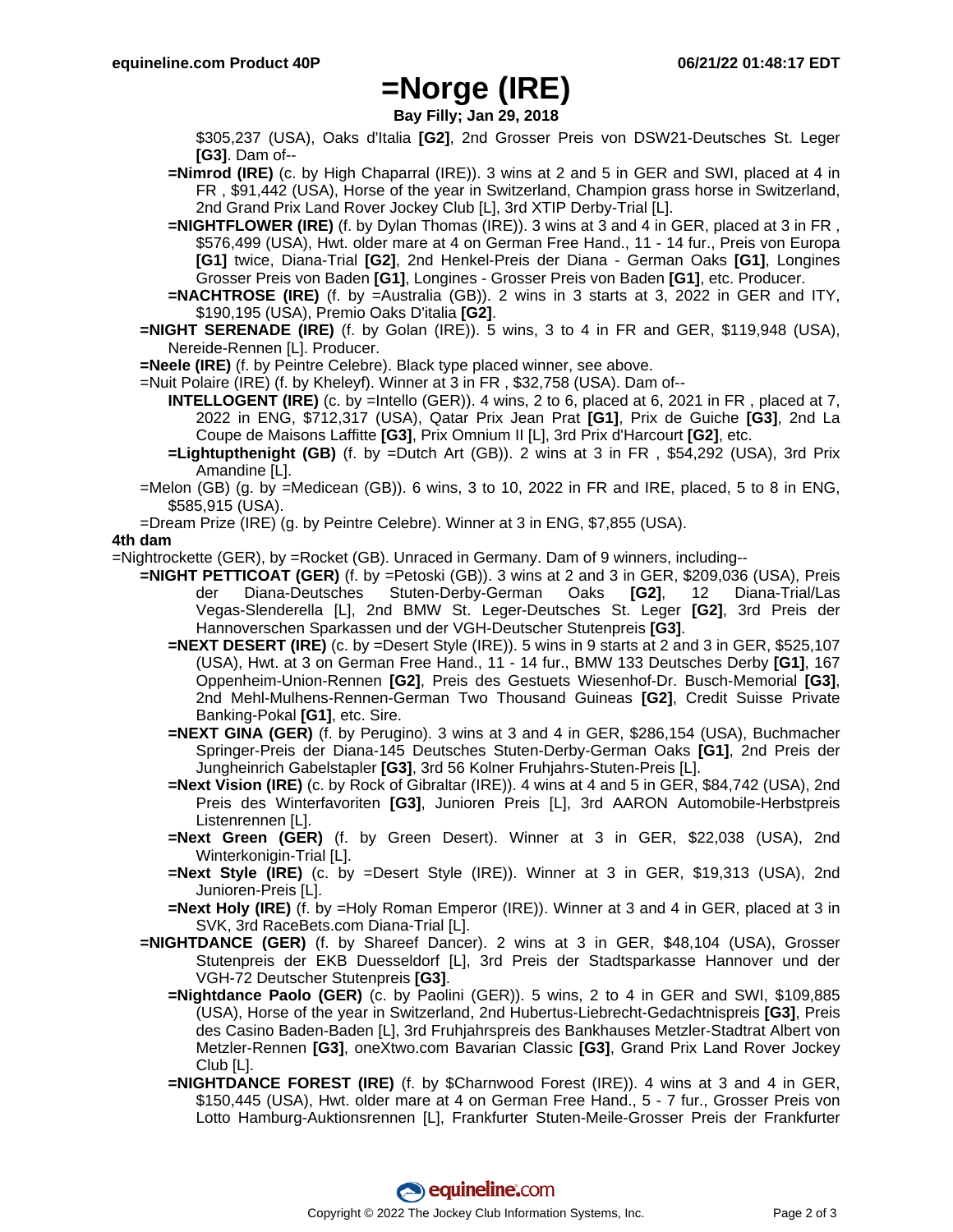# =Norge (IRE)

**Bay Filly; Jan 29, 2018**

$305,237 (USA), Oaks d'Italia **[G2]**, 2nd Grosser Preis von DSW21-Deutsches St. Leger **[G3]**. Dam of--

**=Nimrod (IRE)** (c. by High Chaparral (IRE)). 3 wins at 2 and 5 in GER and SWI, placed at 4 in FR , $91,442 (USA), Horse of the year in Switzerland, Champion grass horse in Switzerland, 2nd Grand Prix Land Rover Jockey Club [L], 3rd XTIP Derby-Trial [L].

**=NIGHTFLOWER (IRE)** (f. by Dylan Thomas (IRE)). 3 wins at 3 and 4 in GER, placed at 3 in FR , $576,499 (USA), Hwt. older mare at 4 on German Free Hand., 11 - 14 fur., Preis von Europa **[G1]** twice, Diana-Trial **[G2]**, 2nd Henkel-Preis der Diana - German Oaks **[G1]**, Longines Grosser Preis von Baden **[G1]**, Longines - Grosser Preis von Baden **[G1]**, etc. Producer.

**=NACHTROSE (IRE)** (f. by =Australia (GB)). 2 wins in 3 starts at 3, 2022 in GER and ITY, $190,195 (USA), Premio Oaks D'italia **[G2]**.

**=NIGHT SERENADE (IRE)** (f. by Golan (IRE)). 5 wins, 3 to 4 in FR and GER, $119,948 (USA), Nereide-Rennen [L]. Producer.

**=Neele (IRE)** (f. by Peintre Celebre). Black type placed winner, see above.

=Nuit Polaire (IRE) (f. by Kheleyf). Winner at 3 in FR , $32,758 (USA). Dam of--

**INTELLOGENT (IRE)** (c. by =Intello (GER)). 4 wins, 2 to 6, placed at 6, 2021 in FR , placed at 7, 2022 in ENG, $712,317 (USA), Qatar Prix Jean Prat **[G1]**, Prix de Guiche **[G3]**, 2nd La Coupe de Maisons Laffitte **[G3]**, Prix Omnium II [L], 3rd Prix d'Harcourt **[G2]**, etc.

**=Lightupthenight (GB)** (f. by =Dutch Art (GB)). 2 wins at 3 in FR , $54,292 (USA), 3rd Prix Amandine [L].

=Melon (GB) (g. by =Medicean (GB)). 6 wins, 3 to 10, 2022 in FR and IRE, placed, 5 to 8 in ENG, $585,915 (USA).

=Dream Prize (IRE) (g. by Peintre Celebre). Winner at 3 in ENG, $7,855 (USA).

**4th dam**

=Nightrockette (GER), by =Rocket (GB). Unraced in Germany. Dam of 9 winners, including--

**=NIGHT PETTICOAT (GER)** (f. by =Petoski (GB)). 3 wins at 2 and 3 in GER, $209,036 (USA), Preis der Diana-Deutsches Stuten-Derby-German Oaks **[G2]**, 12 Diana-Trial/Las Vegas-Slenderella [L], 2nd BMW St. Leger-Deutsches St. Leger **[G2]**, 3rd Preis der Hannoverschen Sparkassen und der VGH-Deutscher Stutenpreis **[G3]**.

**=NEXT DESERT (IRE)** (c. by =Desert Style (IRE)). 5 wins in 9 starts at 2 and 3 in GER, $525,107 (USA), Hwt. at 3 on German Free Hand., 11 - 14 fur., BMW 133 Deutsches Derby **[G1]**, 167 Oppenheim-Union-Rennen **[G2]**, Preis des Gestuets Wiesenhof-Dr. Busch-Memorial **[G3]**, 2nd Mehl-Mulhens-Rennen-German Two Thousand Guineas **[G2]**, Credit Suisse Private Banking-Pokal **[G1]**, etc. Sire.

**=NEXT GINA (GER)** (f. by Perugino). 3 wins at 3 and 4 in GER, $286,154 (USA), Buchmacher Springer-Preis der Diana-145 Deutsches Stuten-Derby-German Oaks **[G1]**, 2nd Preis der Jungheinrich Gabelstapler **[G3]**, 3rd 56 Kolner Fruhjahrs-Stuten-Preis [L].

**=Next Vision (IRE)** (c. by Rock of Gibraltar (IRE)). 4 wins at 4 and 5 in GER, $84,742 (USA), 2nd Preis des Winterfavoriten **[G3]**, Junioren Preis [L], 3rd AARON Automobile-Herbstpreis Listenrennen [L].

**=Next Green (GER)** (f. by Green Desert). Winner at 3 in GER, $22,038 (USA), 2nd Winterkonigin-Trial [L].

**=Next Style (IRE)** (c. by =Desert Style (IRE)). Winner at 3 in GER, $19,313 (USA), 2nd Junioren-Preis [L].

**=Next Holy (IRE)** (f. by =Holy Roman Emperor (IRE)). Winner at 3 and 4 in GER, placed at 3 in SVK, 3rd RaceBets.com Diana-Trial [L].

**=NIGHTDANCE (GER)** (f. by Shareef Dancer). 2 wins at 3 in GER, $48,104 (USA), Grosser Stutenpreis der EKB Duesseldorf [L], 3rd Preis der Stadtsparkasse Hannover und der VGH-72 Deutscher Stutenpreis **[G3]**.

**=Nightdance Paolo (GER)** (c. by Paolini (GER)). 5 wins, 2 to 4 in GER and SWI, $109,885 (USA), Horse of the year in Switzerland, 2nd Hubertus-Liebrecht-Gedachtnispreis **[G3]**, Preis des Casino Baden-Baden [L], 3rd Fruhjahrspreis des Bankhauses Metzler-Stadtrat Albert von Metzler-Rennen **[G3]**, oneXtwo.com Bavarian Classic **[G3]**, Grand Prix Land Rover Jockey Club [L].

**=NIGHTDANCE FOREST (IRE)** (f. by $Charnwood Forest (IRE)). 4 wins at 3 and 4 in GER, $150,445 (USA), Hwt. older mare at 4 on German Free Hand., 5 - 7 fur., Grosser Preis von Lotto Hamburg-Auktionsrennen [L], Frankfurter Stuten-Meile-Grosser Preis der Frankfurter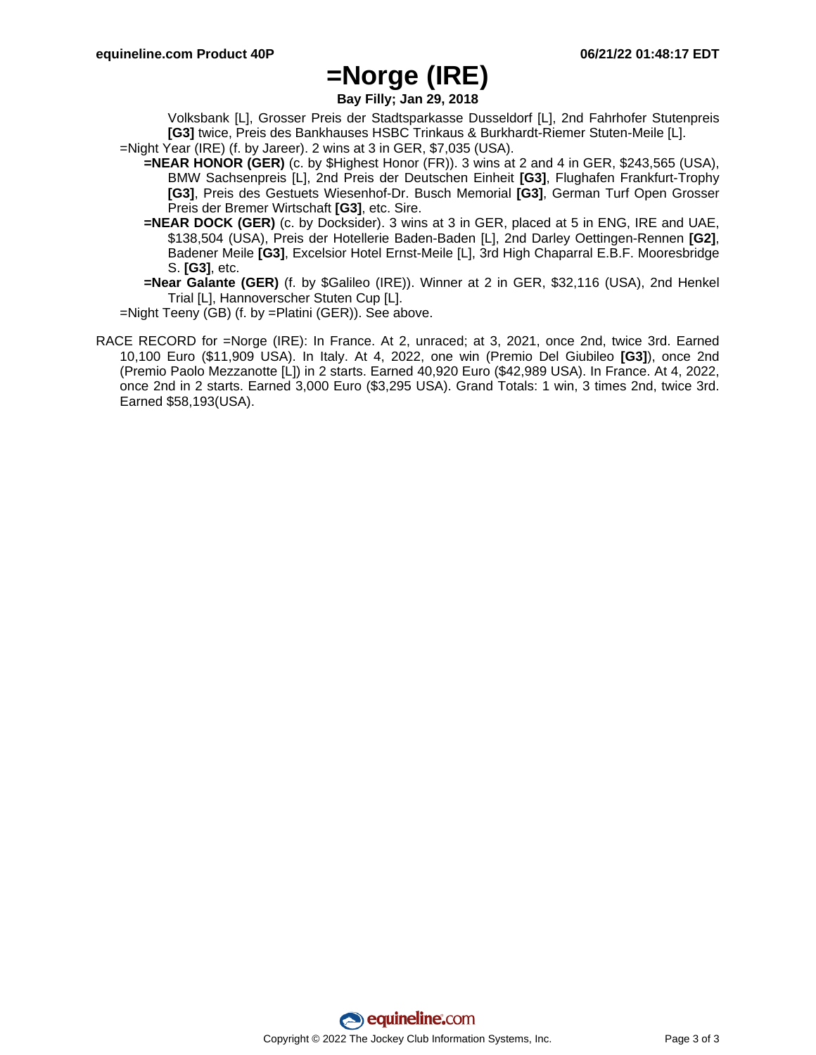# =Norge (IRE)

**Bay Filly; Jan 29, 2018**

Volksbank [L], Grosser Preis der Stadtsparkasse Dusseldorf [L], 2nd Fahrhofer Stutenpreis **[G3]** twice, Preis des Bankhauses HSBC Trinkaus & Burkhardt-Riemer Stuten-Meile [L].

=Night Year (IRE) (f. by Jareer). 2 wins at 3 in GER, $7,035 (USA).

**=NEAR HONOR (GER)** (c. by $Highest Honor (FR)). 3 wins at 2 and 4 in GER, $243,565 (USA), BMW Sachsenpreis [L], 2nd Preis der Deutschen Einheit **[G3]**, Flughafen Frankfurt-Trophy **[G3]**, Preis des Gestuets Wiesenhof-Dr. Busch Memorial **[G3]**, German Turf Open Grosser Preis der Bremer Wirtschaft **[G3]**, etc. Sire.

**=NEAR DOCK (GER)** (c. by Docksider). 3 wins at 3 in GER, placed at 5 in ENG, IRE and UAE, $138,504 (USA), Preis der Hotellerie Baden-Baden [L], 2nd Darley Oettingen-Rennen **[G2]**, Badener Meile **[G3]**, Excelsior Hotel Ernst-Meile [L], 3rd High Chaparral E.B.F. Mooresbridge S. **[G3]**, etc.

**=Near Galante (GER)** (f. by $Galileo (IRE)). Winner at 2 in GER, $32,116 (USA), 2nd Henkel Trial [L], Hannoverscher Stuten Cup [L].

=Night Teeny (GB) (f. by =Platini (GER)). See above.

RACE RECORD for =Norge (IRE): In France. At 2, unraced; at 3, 2021, once 2nd, twice 3rd. Earned 10,100 Euro ($11,909 USA). In Italy. At 4, 2022, one win (Premio Del Giubileo **[G3]**), once 2nd (Premio Paolo Mezzanotte [L]) in 2 starts. Earned 40,920 Euro ($42,989 USA). In France. At 4, 2022, once 2nd in 2 starts. Earned 3,000 Euro ($3,295 USA). Grand Totals: 1 win, 3 times 2nd, twice 3rd. Earned $58,193(USA).